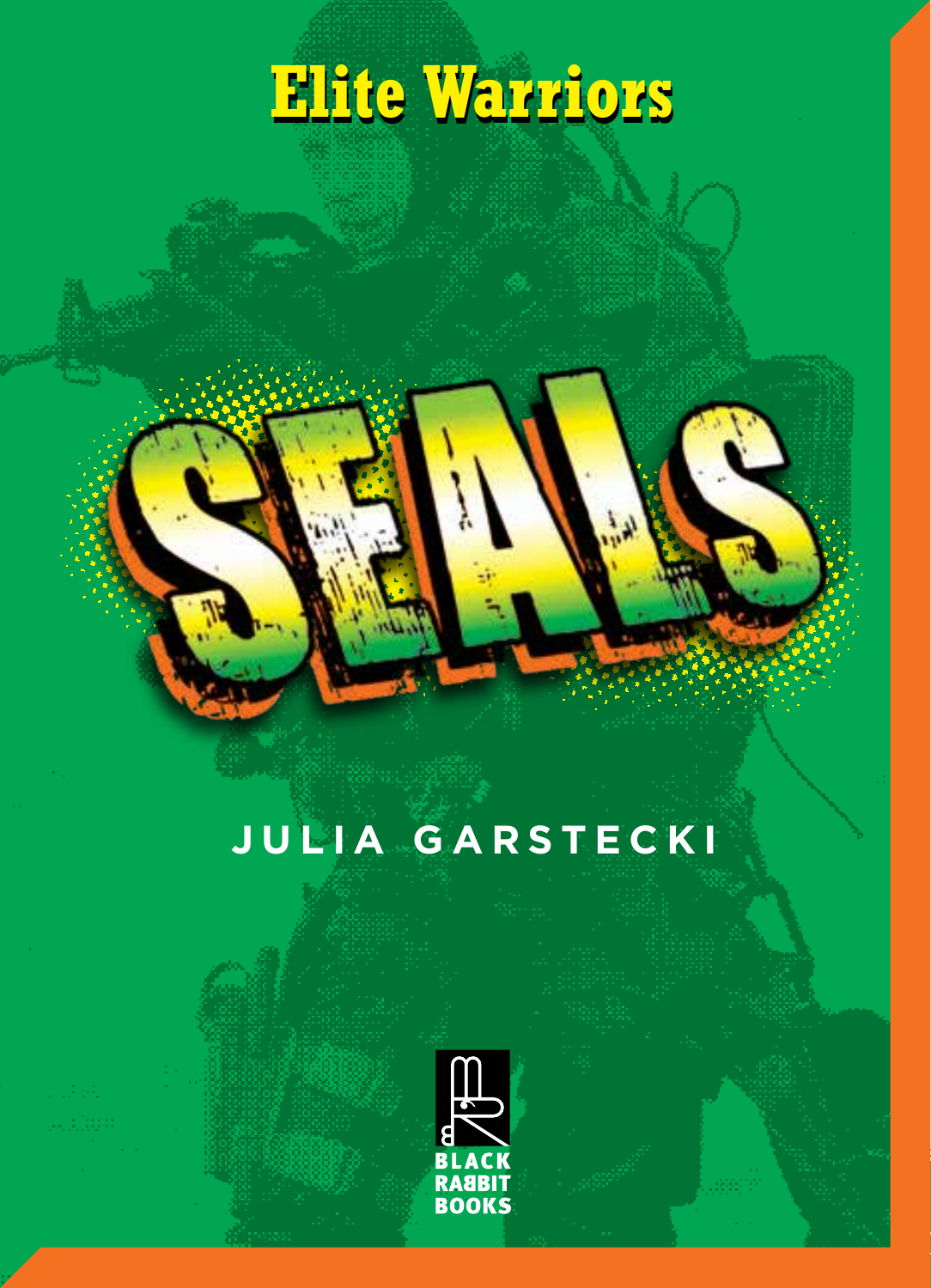Elite Warriors

# SEALS

JULIA GARSTECKI

BLACK RABBIT BOOKS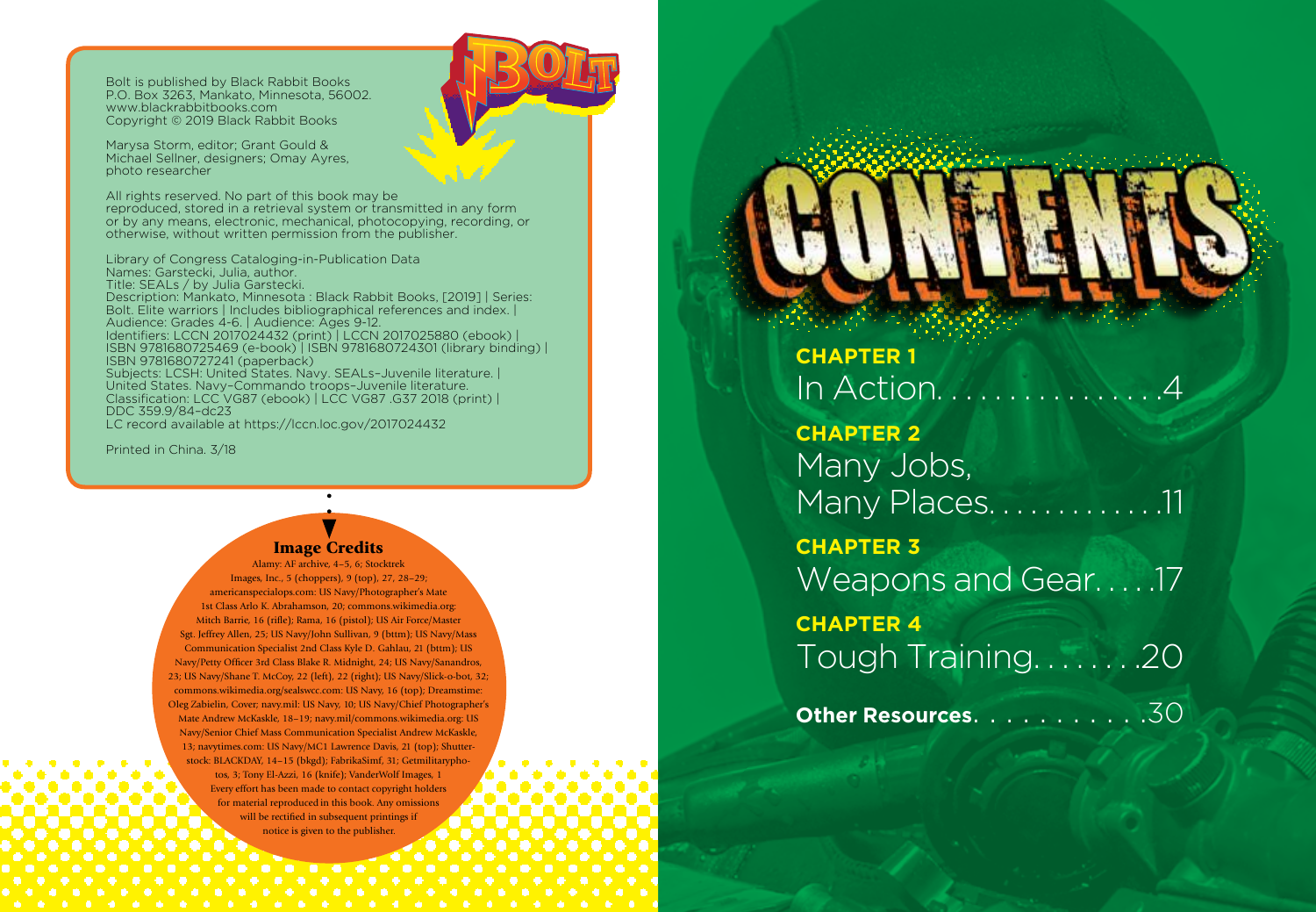Bolt is published by Black Rabbit Books
P.O. Box 3263, Mankato, Minnesota, 56002.
www.blackrabbitbooks.com
Copyright © 2019 Black Rabbit Books

Marysa Storm, editor; Grant Gould & Michael Sellner, designers; Omay Ayres, photo researcher

All rights reserved. No part of this book may be reproduced, stored in a retrieval system or transmitted in any form or by any means, electronic, mechanical, photocopying, recording, or otherwise, without written permission from the publisher.

Library of Congress Cataloging-in-Publication Data
Names: Garstecki, Julia, author.
Title: SEALs / by Julia Garstecki.
Description: Mankato, Minnesota : Black Rabbit Books, [2019] | Series: Bolt. Elite warriors | Includes bibliographical references and index. | Audience: Grades 4-6. | Audience: Ages 9-12.
Identifiers: LCCN 2017024432 (print) | LCCN 2017025880 (ebook) | ISBN 9781680725469 (e-book) | ISBN 9781680724301 (library binding) | ISBN 9781680727241 (paperback)
Subjects: LCSH: United States. Navy. SEALs–Juvenile literature. | United States. Navy–Commando troops–Juvenile literature.
Classification: LCC VG87 (ebook) | LCC VG87 .G37 2018 (print) | DDC 359.9/84–dc23
LC record available at https://lccn.loc.gov/2017024432

Printed in China. 3/18

**Image Credits**

Alamy: AF archive, 4–5, 6; Stocktrek Images, Inc., 5 (choppers), 9 (top), 27, 28–29; americanspecialops.com: US Navy/Photographer's Mate 1st Class Arlo K. Abrahamson, 20; commons.wikimedia.org: Mitch Barrie, 16 (rifle); Rama, 16 (pistol); US Air Force/Master Sgt. Jeffrey Allen, 25; US Navy/John Sullivan, 9 (bttm); US Navy/Mass Communication Specialist 2nd Class Kyle D. Gahlau, 21 (bttm); US Navy/Petty Officer 3rd Class Blake R. Midnight, 24; US Navy/Sanandros, 23; US Navy/Shane T. McCoy, 22 (left), 22 (right); US Navy/Slick-o-bot, 32; commons.wikimedia.org/sealswcc.com: US Navy, 16 (top); Dreamstime: Oleg Zabielin, Cover; navy.mil: US Navy, 10; US Navy/Chief Photographer's Mate Andrew McKaskle, 18–19; navy.mil/commons.wikimedia.org: US Navy/Senior Chief Mass Communication Specialist Andrew McKaskle, 13; navytimes.com: US Navy/MC1 Lawrence Davis, 21 (top); Shutterstock: BLACKDAY, 14–15 (bkgd); FabrikaSimf, 31; Getmilitaryphotos, 3; Tony El-Azzi, 16 (knife); VanderWolf Images, 1
Every effort has been made to contact copyright holders for material reproduced in this book. Any omissions will be rectified in subsequent printings if notice is given to the publisher.

# CONTENTS

**CHAPTER 1**
In Action. . . . . . . . . . . . . . . .4

**CHAPTER 2**
Many Jobs, Many Places. . . . . . . . . . . . .11

**CHAPTER 3**
Weapons and Gear. . . . .17

**CHAPTER 4**
Tough Training. . . . . . . .20

**Other Resources**. . . . . . . . . . . .30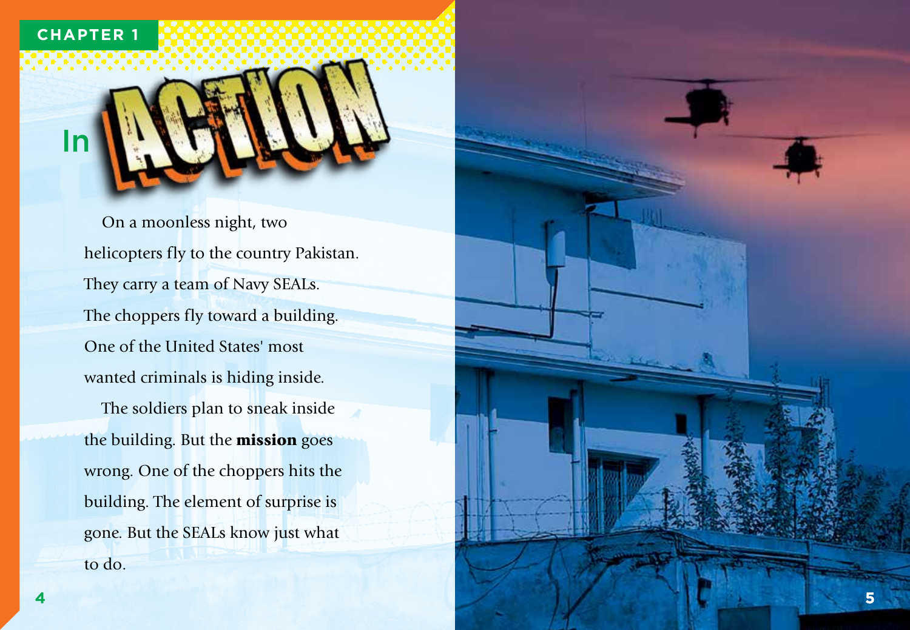CHAPTER 1

# In ACTION

On a moonless night, two helicopters fly to the country Pakistan. They carry a team of Navy SEALs. The choppers fly toward a building. One of the United States' most wanted criminals is hiding inside.

The soldiers plan to sneak inside the building. But the **mission** goes wrong. One of the choppers hits the building. The element of surprise is gone. But the SEALs know just what to do.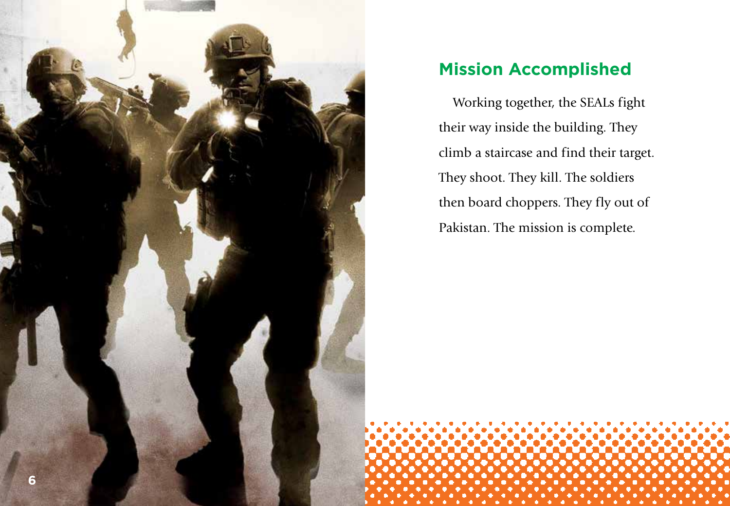## Mission Accomplished

Working together, the SEALs fight their way inside the building. They climb a staircase and find their target. They shoot. They kill. The soldiers then board choppers. They fly out of Pakistan. The mission is complete.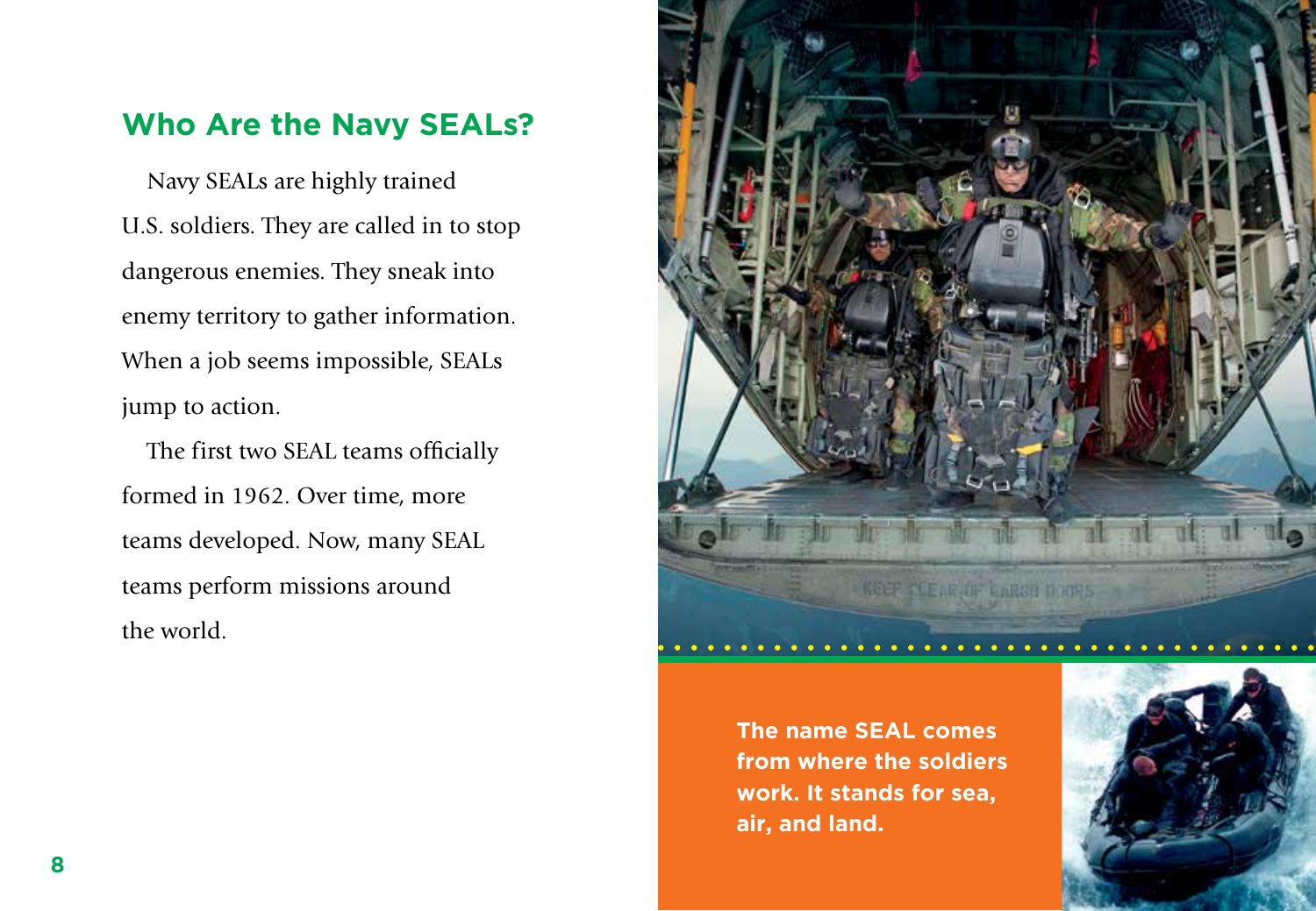## Who Are the Navy SEALs?

Navy SEALs are highly trained U.S. soldiers. They are called in to stop dangerous enemies. They sneak into enemy territory to gather information. When a job seems impossible, SEALs jump to action.

The first two SEAL teams officially formed in 1962. Over time, more teams developed. Now, many SEAL teams perform missions around the world.

**The name SEAL comes from where the soldiers work. It stands for sea, air, and land.**